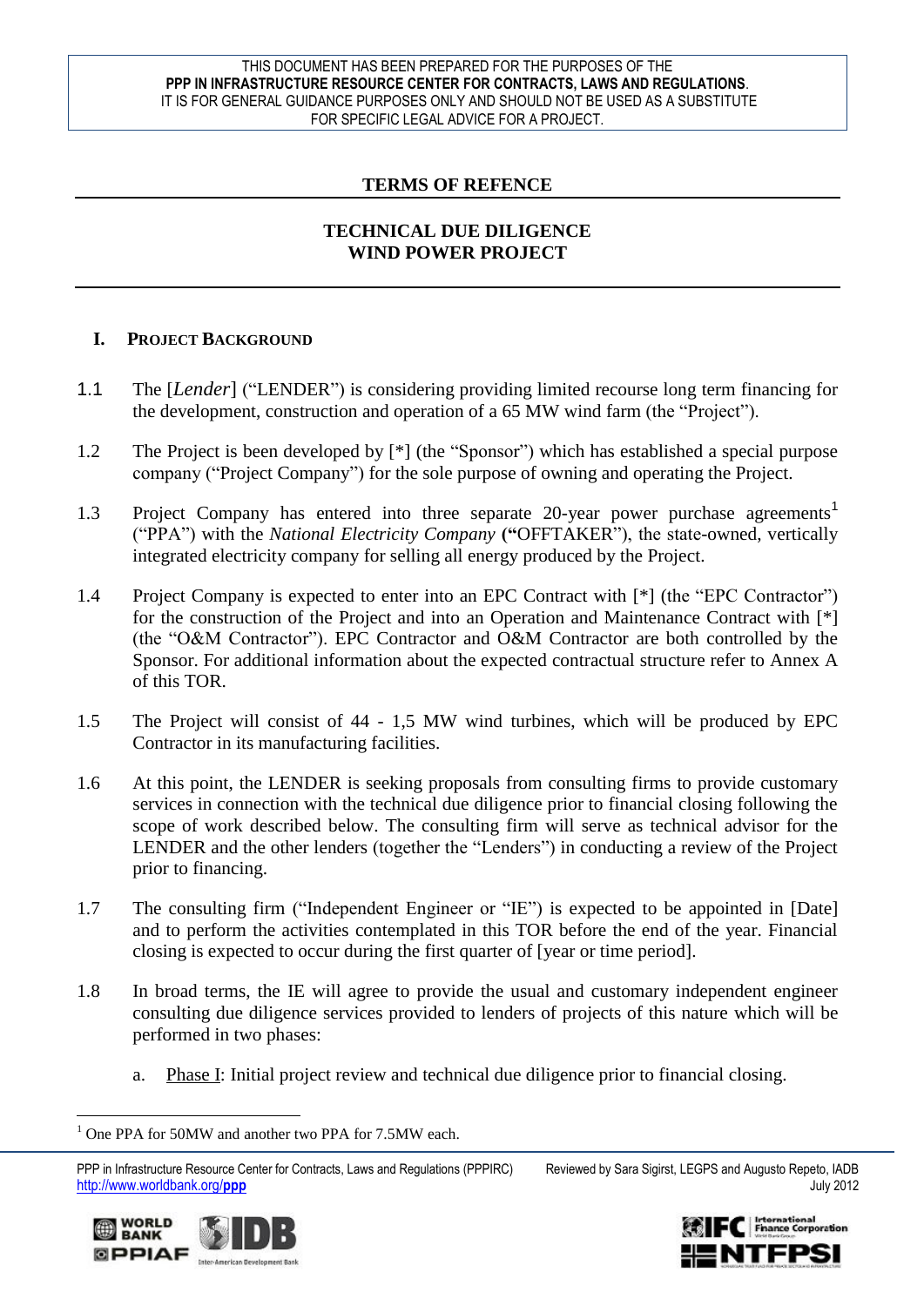THIS DOCUMENT HAS BEEN PREPARED FOR THE PURPOSES OF THE **PPP IN INFRASTRUCTURE RESOURCE CENTER FOR CONTRACTS, LAWS AND REGULATIONS**. IT IS FOR GENERAL GUIDANCE PURPOSES ONLY AND SHOULD NOT BE USED AS A SUBSTITUTE FOR SPECIFIC LEGAL ADVICE FOR A PROJECT.

# TERMS OF REFENCE

## TECHNICAL DUE DILIGENCE
## WIND POWER PROJECT

### I. PROJECT BACKGROUND

1.1 The [*Lender*] ("LENDER") is considering providing limited recourse long term financing for the development, construction and operation of a 65 MW wind farm (the "Project").

1.2 The Project is been developed by [*] (the "Sponsor") which has established a special purpose company ("Project Company") for the sole purpose of owning and operating the Project.

1.3 Project Company has entered into three separate 20-year power purchase agreements[1] ("PPA") with the *National Electricity Company* (**"**OFFTAKER"), the state-owned, vertically integrated electricity company for selling all energy produced by the Project.

1.4 Project Company is expected to enter into an EPC Contract with [*] (the "EPC Contractor") for the construction of the Project and into an Operation and Maintenance Contract with [*] (the "O&M Contractor"). EPC Contractor and O&M Contractor are both controlled by the Sponsor. For additional information about the expected contractual structure refer to Annex A of this TOR.

1.5 The Project will consist of 44 - 1,5 MW wind turbines, which will be produced by EPC Contractor in its manufacturing facilities.

1.6 At this point, the LENDER is seeking proposals from consulting firms to provide customary services in connection with the technical due diligence prior to financial closing following the scope of work described below. The consulting firm will serve as technical advisor for the LENDER and the other lenders (together the "Lenders") in conducting a review of the Project prior to financing.

1.7 The consulting firm ("Independent Engineer or "IE") is expected to be appointed in [Date] and to perform the activities contemplated in this TOR before the end of the year. Financial closing is expected to occur during the first quarter of [year or time period].

1.8 In broad terms, the IE will agree to provide the usual and customary independent engineer consulting due diligence services provided to lenders of projects of this nature which will be performed in two phases:

a. Phase I: Initial project review and technical due diligence prior to financial closing.

[1] One PPA for 50MW and another two PPA for 7.5MW each.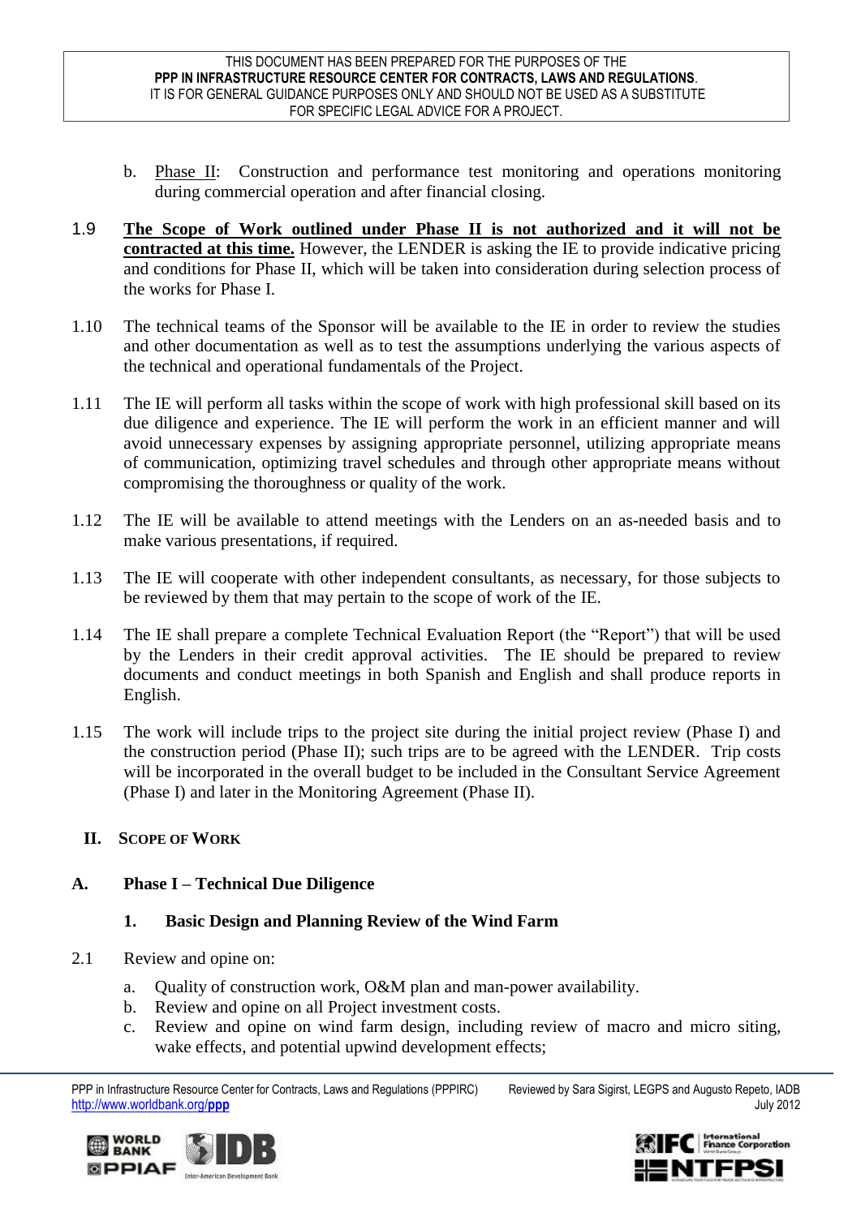b. Phase II: Construction and performance test monitoring and operations monitoring during commercial operation and after financial closing.

1.9 **The Scope of Work outlined under Phase II is not authorized and it will not be contracted at this time.** However, the LENDER is asking the IE to provide indicative pricing and conditions for Phase II, which will be taken into consideration during selection process of the works for Phase I.

1.10 The technical teams of the Sponsor will be available to the IE in order to review the studies and other documentation as well as to test the assumptions underlying the various aspects of the technical and operational fundamentals of the Project.

1.11 The IE will perform all tasks within the scope of work with high professional skill based on its due diligence and experience. The IE will perform the work in an efficient manner and will avoid unnecessary expenses by assigning appropriate personnel, utilizing appropriate means of communication, optimizing travel schedules and through other appropriate means without compromising the thoroughness or quality of the work.

1.12 The IE will be available to attend meetings with the Lenders on an as-needed basis and to make various presentations, if required.

1.13 The IE will cooperate with other independent consultants, as necessary, for those subjects to be reviewed by them that may pertain to the scope of work of the IE.

1.14 The IE shall prepare a complete Technical Evaluation Report (the "Report") that will be used by the Lenders in their credit approval activities. The IE should be prepared to review documents and conduct meetings in both Spanish and English and shall produce reports in English.

1.15 The work will include trips to the project site during the initial project review (Phase I) and the construction period (Phase II); such trips are to be agreed with the LENDER. Trip costs will be incorporated in the overall budget to be included in the Consultant Service Agreement (Phase I) and later in the Monitoring Agreement (Phase II).

## II. Scope of Work

### A. Phase I – Technical Due Diligence

#### 1. Basic Design and Planning Review of the Wind Farm

2.1 Review and opine on:

a. Quality of construction work, O&M plan and man-power availability.
b. Review and opine on all Project investment costs.
c. Review and opine on wind farm design, including review of macro and micro siting, wake effects, and potential upwind development effects;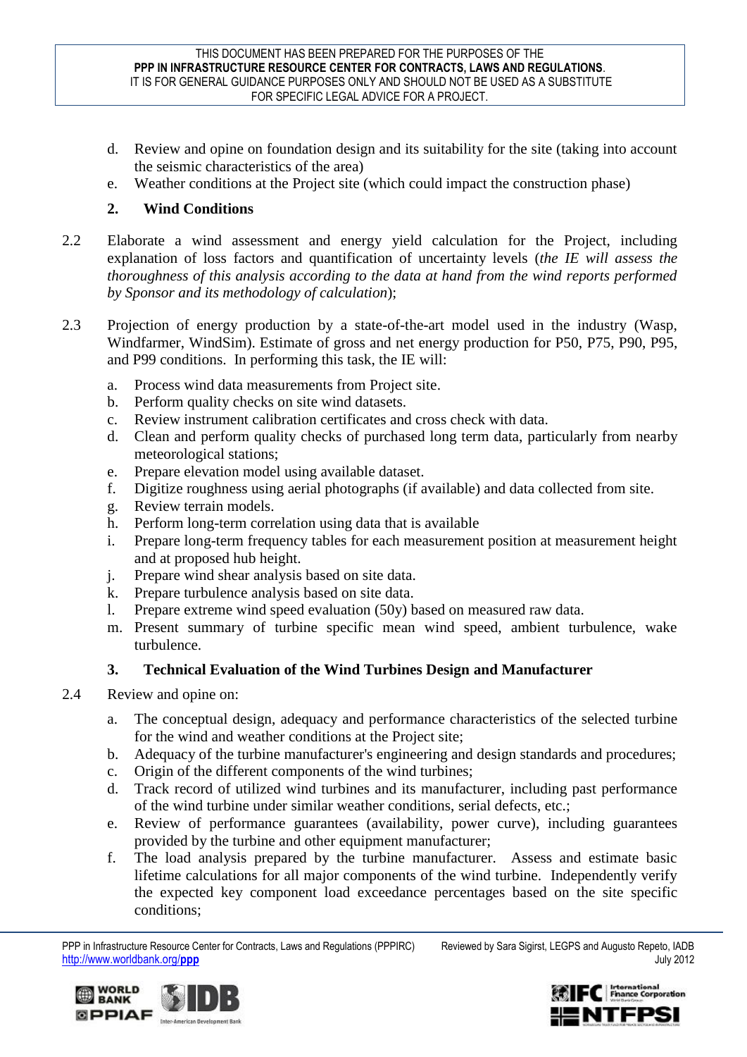d. Review and opine on foundation design and its suitability for the site (taking into account the seismic characteristics of the area)
e. Weather conditions at the Project site (which could impact the construction phase)

### 2. Wind Conditions

2.2 Elaborate a wind assessment and energy yield calculation for the Project, including explanation of loss factors and quantification of uncertainty levels (*the IE will assess the thoroughness of this analysis according to the data at hand from the wind reports performed by Sponsor and its methodology of calculation*);

2.3 Projection of energy production by a state-of-the-art model used in the industry (Wasp, Windfarmer, WindSim). Estimate of gross and net energy production for P50, P75, P90, P95, and P99 conditions. In performing this task, the IE will:

a. Process wind data measurements from Project site.
b. Perform quality checks on site wind datasets.
c. Review instrument calibration certificates and cross check with data.
d. Clean and perform quality checks of purchased long term data, particularly from nearby meteorological stations;
e. Prepare elevation model using available dataset.
f. Digitize roughness using aerial photographs (if available) and data collected from site.
g. Review terrain models.
h. Perform long-term correlation using data that is available
i. Prepare long-term frequency tables for each measurement position at measurement height and at proposed hub height.
j. Prepare wind shear analysis based on site data.
k. Prepare turbulence analysis based on site data.
l. Prepare extreme wind speed evaluation (50y) based on measured raw data.
m. Present summary of turbine specific mean wind speed, ambient turbulence, wake turbulence.

### 3. Technical Evaluation of the Wind Turbines Design and Manufacturer

2.4 Review and opine on:

a. The conceptual design, adequacy and performance characteristics of the selected turbine for the wind and weather conditions at the Project site;
b. Adequacy of the turbine manufacturer's engineering and design standards and procedures;
c. Origin of the different components of the wind turbines;
d. Track record of utilized wind turbines and its manufacturer, including past performance of the wind turbine under similar weather conditions, serial defects, etc.;
e. Review of performance guarantees (availability, power curve), including guarantees provided by the turbine and other equipment manufacturer;
f. The load analysis prepared by the turbine manufacturer. Assess and estimate basic lifetime calculations for all major components of the wind turbine. Independently verify the expected key component load exceedance percentages based on the site specific conditions;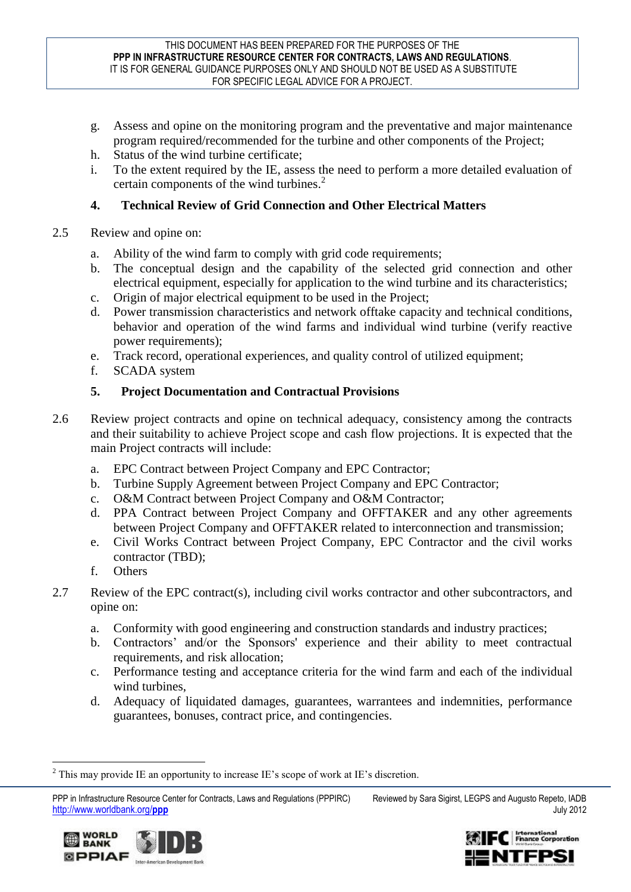g. Assess and opine on the monitoring program and the preventative and major maintenance program required/recommended for the turbine and other components of the Project;
h. Status of the wind turbine certificate;
i. To the extent required by the IE, assess the need to perform a more detailed evaluation of certain components of the wind turbines.[2]

**4. Technical Review of Grid Connection and Other Electrical Matters**

2.5 Review and opine on:

a. Ability of the wind farm to comply with grid code requirements;
b. The conceptual design and the capability of the selected grid connection and other electrical equipment, especially for application to the wind turbine and its characteristics;
c. Origin of major electrical equipment to be used in the Project;
d. Power transmission characteristics and network offtake capacity and technical conditions, behavior and operation of the wind farms and individual wind turbine (verify reactive power requirements);
e. Track record, operational experiences, and quality control of utilized equipment;
f. SCADA system

**5. Project Documentation and Contractual Provisions**

2.6 Review project contracts and opine on technical adequacy, consistency among the contracts and their suitability to achieve Project scope and cash flow projections. It is expected that the main Project contracts will include:

a. EPC Contract between Project Company and EPC Contractor;
b. Turbine Supply Agreement between Project Company and EPC Contractor;
c. O&M Contract between Project Company and O&M Contractor;
d. PPA Contract between Project Company and OFFTAKER and any other agreements between Project Company and OFFTAKER related to interconnection and transmission;
e. Civil Works Contract between Project Company, EPC Contractor and the civil works contractor (TBD);
f. Others

2.7 Review of the EPC contract(s), including civil works contractor and other subcontractors, and opine on:

a. Conformity with good engineering and construction standards and industry practices;
b. Contractors' and/or the Sponsors' experience and their ability to meet contractual requirements, and risk allocation;
c. Performance testing and acceptance criteria for the wind farm and each of the individual wind turbines,
d. Adequacy of liquidated damages, guarantees, warrantees and indemnities, performance guarantees, bonuses, contract price, and contingencies.

[2] This may provide IE an opportunity to increase IE's scope of work at IE's discretion.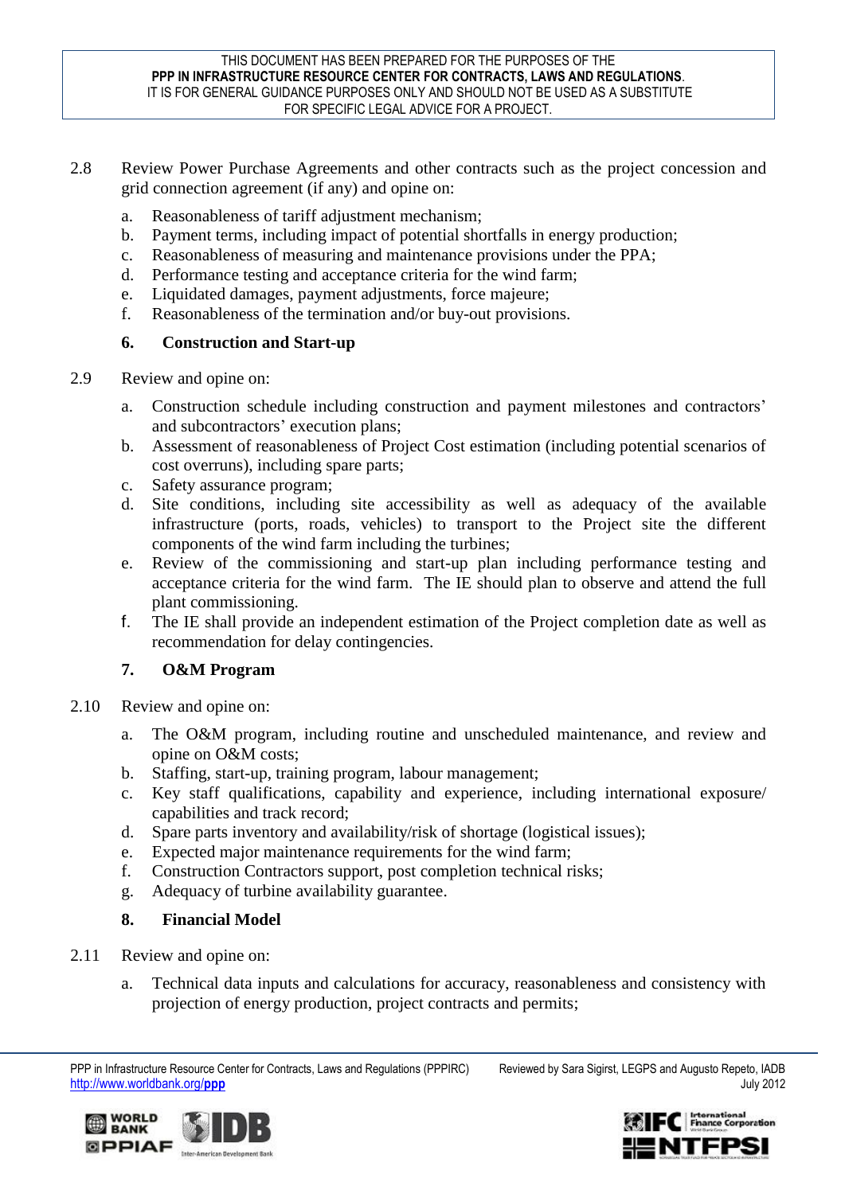2.8 Review Power Purchase Agreements and other contracts such as the project concession and grid connection agreement (if any) and opine on:

a. Reasonableness of tariff adjustment mechanism;
b. Payment terms, including impact of potential shortfalls in energy production;
c. Reasonableness of measuring and maintenance provisions under the PPA;
d. Performance testing and acceptance criteria for the wind farm;
e. Liquidated damages, payment adjustments, force majeure;
f. Reasonableness of the termination and/or buy-out provisions.

### 6. Construction and Start-up

2.9 Review and opine on:

a. Construction schedule including construction and payment milestones and contractors' and subcontractors' execution plans;
b. Assessment of reasonableness of Project Cost estimation (including potential scenarios of cost overruns), including spare parts;
c. Safety assurance program;
d. Site conditions, including site accessibility as well as adequacy of the available infrastructure (ports, roads, vehicles) to transport to the Project site the different components of the wind farm including the turbines;
e. Review of the commissioning and start-up plan including performance testing and acceptance criteria for the wind farm. The IE should plan to observe and attend the full plant commissioning.
f. The IE shall provide an independent estimation of the Project completion date as well as recommendation for delay contingencies.

### 7. O&M Program

2.10 Review and opine on:

a. The O&M program, including routine and unscheduled maintenance, and review and opine on O&M costs;
b. Staffing, start-up, training program, labour management;
c. Key staff qualifications, capability and experience, including international exposure/ capabilities and track record;
d. Spare parts inventory and availability/risk of shortage (logistical issues);
e. Expected major maintenance requirements for the wind farm;
f. Construction Contractors support, post completion technical risks;
g. Adequacy of turbine availability guarantee.

### 8. Financial Model

2.11 Review and opine on:

a. Technical data inputs and calculations for accuracy, reasonableness and consistency with projection of energy production, project contracts and permits;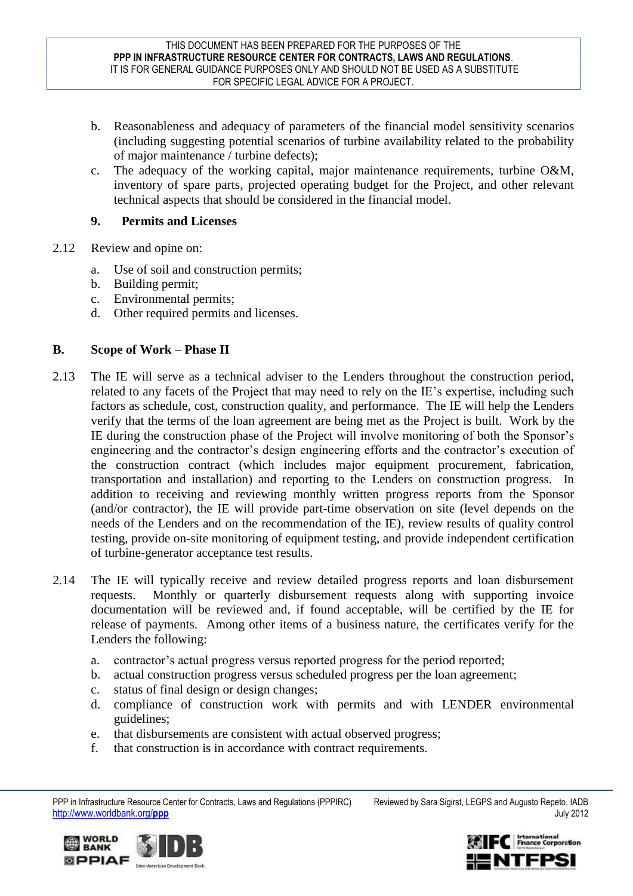b. Reasonableness and adequacy of parameters of the financial model sensitivity scenarios (including suggesting potential scenarios of turbine availability related to the probability of major maintenance / turbine defects);

c. The adequacy of the working capital, major maintenance requirements, turbine O&M, inventory of spare parts, projected operating budget for the Project, and other relevant technical aspects that should be considered in the financial model.

### 9. Permits and Licenses

2.12 Review and opine on:

a. Use of soil and construction permits;
b. Building permit;
c. Environmental permits;
d. Other required permits and licenses.

## B. Scope of Work – Phase II

2.13 The IE will serve as a technical adviser to the Lenders throughout the construction period, related to any facets of the Project that may need to rely on the IE's expertise, including such factors as schedule, cost, construction quality, and performance. The IE will help the Lenders verify that the terms of the loan agreement are being met as the Project is built. Work by the IE during the construction phase of the Project will involve monitoring of both the Sponsor's engineering and the contractor's design engineering efforts and the contractor's execution of the construction contract (which includes major equipment procurement, fabrication, transportation and installation) and reporting to the Lenders on construction progress. In addition to receiving and reviewing monthly written progress reports from the Sponsor (and/or contractor), the IE will provide part-time observation on site (level depends on the needs of the Lenders and on the recommendation of the IE), review results of quality control testing, provide on-site monitoring of equipment testing, and provide independent certification of turbine-generator acceptance test results.

2.14 The IE will typically receive and review detailed progress reports and loan disbursement requests. Monthly or quarterly disbursement requests along with supporting invoice documentation will be reviewed and, if found acceptable, will be certified by the IE for release of payments. Among other items of a business nature, the certificates verify for the Lenders the following:

a. contractor's actual progress versus reported progress for the period reported;
b. actual construction progress versus scheduled progress per the loan agreement;
c. status of final design or design changes;
d. compliance of construction work with permits and with LENDER environmental guidelines;
e. that disbursements are consistent with actual observed progress;
f. that construction is in accordance with contract requirements.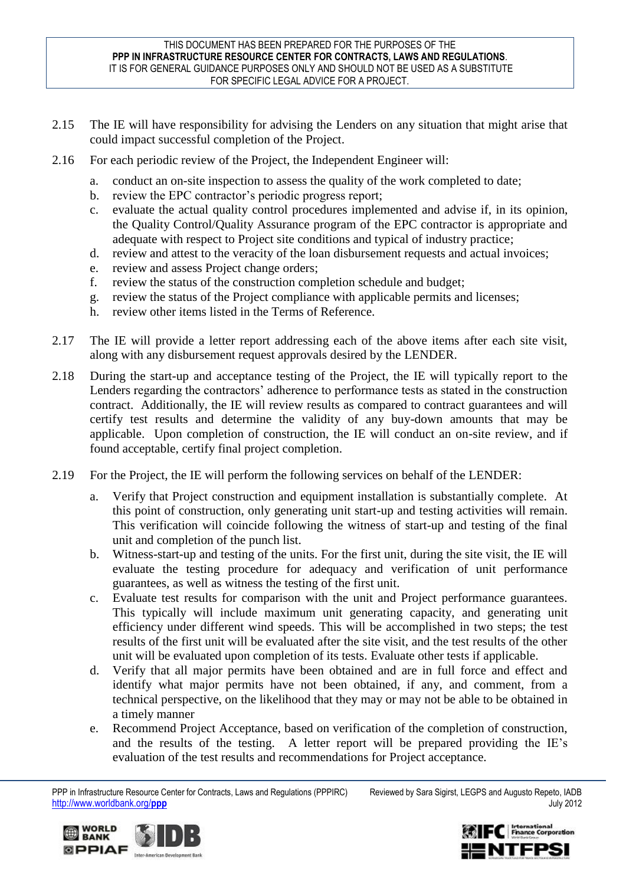2.15 The IE will have responsibility for advising the Lenders on any situation that might arise that could impact successful completion of the Project.

2.16 For each periodic review of the Project, the Independent Engineer will:

a. conduct an on-site inspection to assess the quality of the work completed to date;
b. review the EPC contractor's periodic progress report;
c. evaluate the actual quality control procedures implemented and advise if, in its opinion, the Quality Control/Quality Assurance program of the EPC contractor is appropriate and adequate with respect to Project site conditions and typical of industry practice;
d. review and attest to the veracity of the loan disbursement requests and actual invoices;
e. review and assess Project change orders;
f. review the status of the construction completion schedule and budget;
g. review the status of the Project compliance with applicable permits and licenses;
h. review other items listed in the Terms of Reference.

2.17 The IE will provide a letter report addressing each of the above items after each site visit, along with any disbursement request approvals desired by the LENDER.

2.18 During the start-up and acceptance testing of the Project, the IE will typically report to the Lenders regarding the contractors' adherence to performance tests as stated in the construction contract. Additionally, the IE will review results as compared to contract guarantees and will certify test results and determine the validity of any buy-down amounts that may be applicable. Upon completion of construction, the IE will conduct an on-site review, and if found acceptable, certify final project completion.

2.19 For the Project, the IE will perform the following services on behalf of the LENDER:

a. Verify that Project construction and equipment installation is substantially complete. At this point of construction, only generating unit start-up and testing activities will remain. This verification will coincide following the witness of start-up and testing of the final unit and completion of the punch list.
b. Witness-start-up and testing of the units. For the first unit, during the site visit, the IE will evaluate the testing procedure for adequacy and verification of unit performance guarantees, as well as witness the testing of the first unit.
c. Evaluate test results for comparison with the unit and Project performance guarantees. This typically will include maximum unit generating capacity, and generating unit efficiency under different wind speeds. This will be accomplished in two steps; the test results of the first unit will be evaluated after the site visit, and the test results of the other unit will be evaluated upon completion of its tests. Evaluate other tests if applicable.
d. Verify that all major permits have been obtained and are in full force and effect and identify what major permits have not been obtained, if any, and comment, from a technical perspective, on the likelihood that they may or may not be able to be obtained in a timely manner
e. Recommend Project Acceptance, based on verification of the completion of construction, and the results of the testing. A letter report will be prepared providing the IE's evaluation of the test results and recommendations for Project acceptance.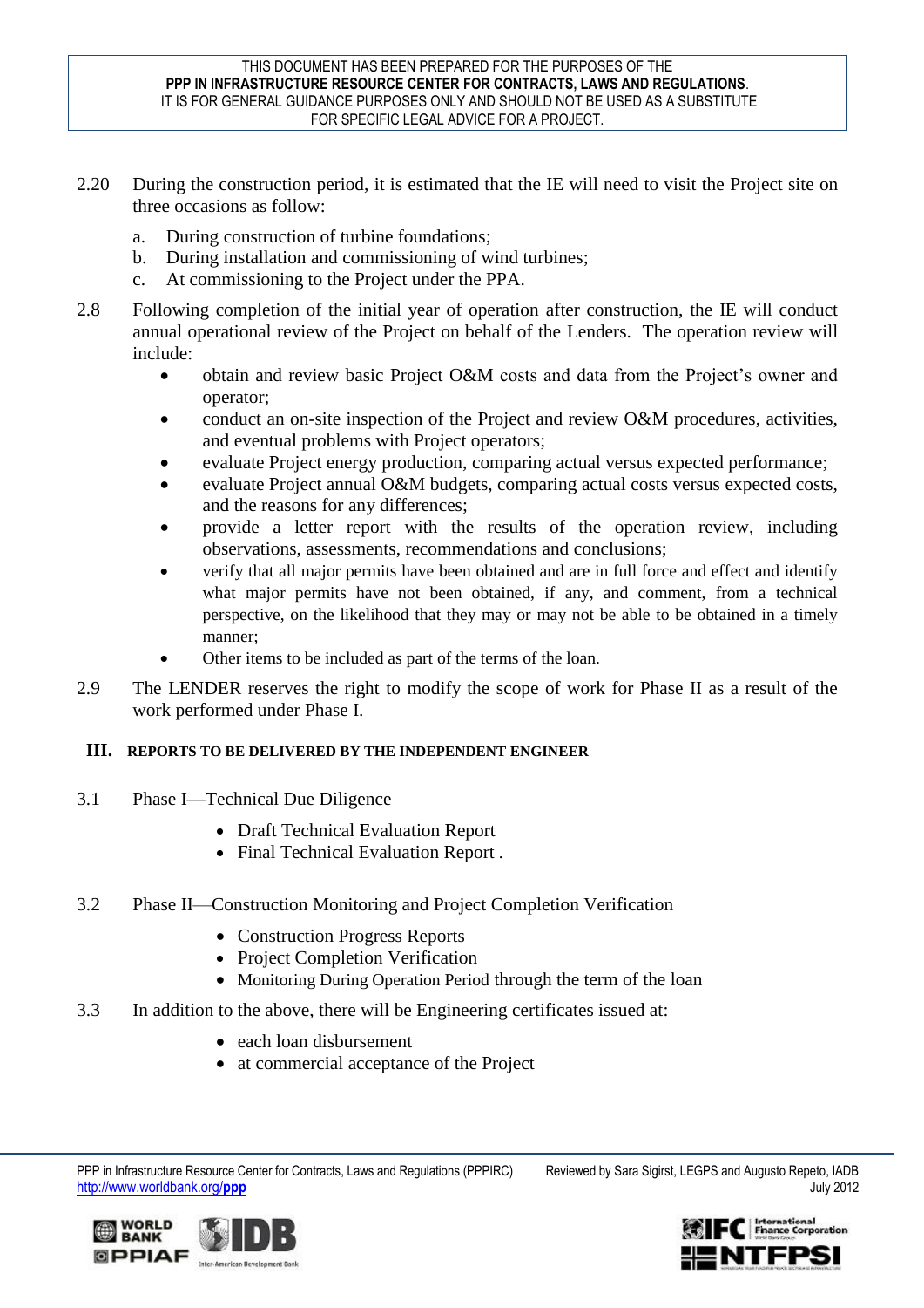2.20 During the construction period, it is estimated that the IE will need to visit the Project site on three occasions as follow:

a. During construction of turbine foundations;
b. During installation and commissioning of wind turbines;
c. At commissioning to the Project under the PPA.

2.8 Following completion of the initial year of operation after construction, the IE will conduct annual operational review of the Project on behalf of the Lenders. The operation review will include:

- obtain and review basic Project O&M costs and data from the Project's owner and operator;
- conduct an on-site inspection of the Project and review O&M procedures, activities, and eventual problems with Project operators;
- evaluate Project energy production, comparing actual versus expected performance;
- evaluate Project annual O&M budgets, comparing actual costs versus expected costs, and the reasons for any differences;
- provide a letter report with the results of the operation review, including observations, assessments, recommendations and conclusions;
- verify that all major permits have been obtained and are in full force and effect and identify what major permits have not been obtained, if any, and comment, from a technical perspective, on the likelihood that they may or may not be able to be obtained in a timely manner;
- Other items to be included as part of the terms of the loan.

2.9 The LENDER reserves the right to modify the scope of work for Phase II as a result of the work performed under Phase I.

## III. REPORTS TO BE DELIVERED BY THE INDEPENDENT ENGINEER

3.1 Phase I—Technical Due Diligence

- Draft Technical Evaluation Report
- Final Technical Evaluation Report .

3.2 Phase II—Construction Monitoring and Project Completion Verification

- Construction Progress Reports
- Project Completion Verification
- Monitoring During Operation Period through the term of the loan

3.3 In addition to the above, there will be Engineering certificates issued at:

- each loan disbursement
- at commercial acceptance of the Project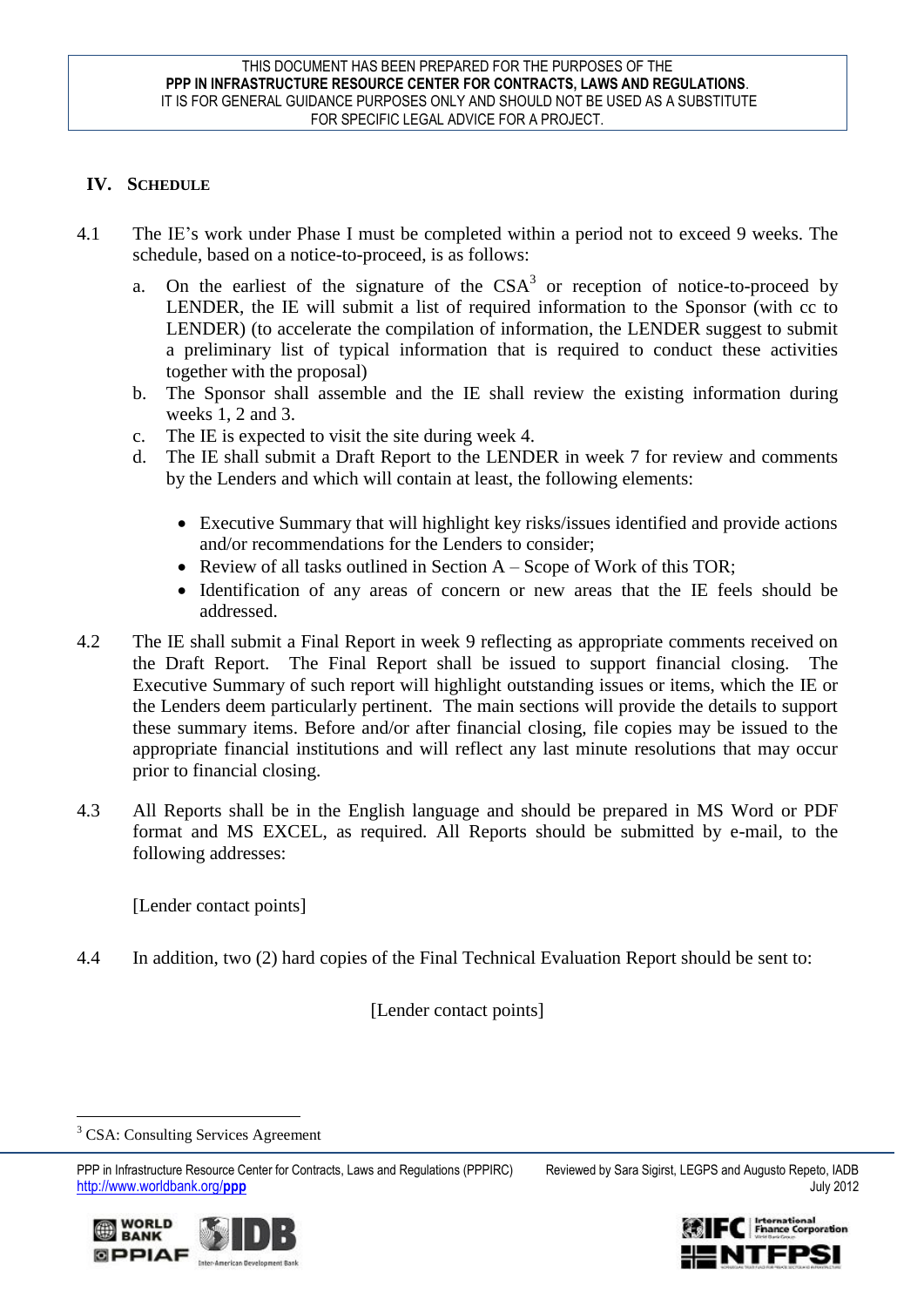## IV. SCHEDULE

4.1 The IE's work under Phase I must be completed within a period not to exceed 9 weeks. The schedule, based on a notice-to-proceed, is as follows:

a. On the earliest of the signature of the CSA[3] or reception of notice-to-proceed by LENDER, the IE will submit a list of required information to the Sponsor (with cc to LENDER) (to accelerate the compilation of information, the LENDER suggest to submit a preliminary list of typical information that is required to conduct these activities together with the proposal)

b. The Sponsor shall assemble and the IE shall review the existing information during weeks 1, 2 and 3.

c. The IE is expected to visit the site during week 4.

d. The IE shall submit a Draft Report to the LENDER in week 7 for review and comments by the Lenders and which will contain at least, the following elements:

- Executive Summary that will highlight key risks/issues identified and provide actions and/or recommendations for the Lenders to consider;
- Review of all tasks outlined in Section A – Scope of Work of this TOR;
- Identification of any areas of concern or new areas that the IE feels should be addressed.

4.2 The IE shall submit a Final Report in week 9 reflecting as appropriate comments received on the Draft Report. The Final Report shall be issued to support financial closing. The Executive Summary of such report will highlight outstanding issues or items, which the IE or the Lenders deem particularly pertinent. The main sections will provide the details to support these summary items. Before and/or after financial closing, file copies may be issued to the appropriate financial institutions and will reflect any last minute resolutions that may occur prior to financial closing.

4.3 All Reports shall be in the English language and should be prepared in MS Word or PDF format and MS EXCEL, as required. All Reports should be submitted by e-mail, to the following addresses:

[Lender contact points]

4.4 In addition, two (2) hard copies of the Final Technical Evaluation Report should be sent to:

[Lender contact points]

---

[3] CSA: Consulting Services Agreement